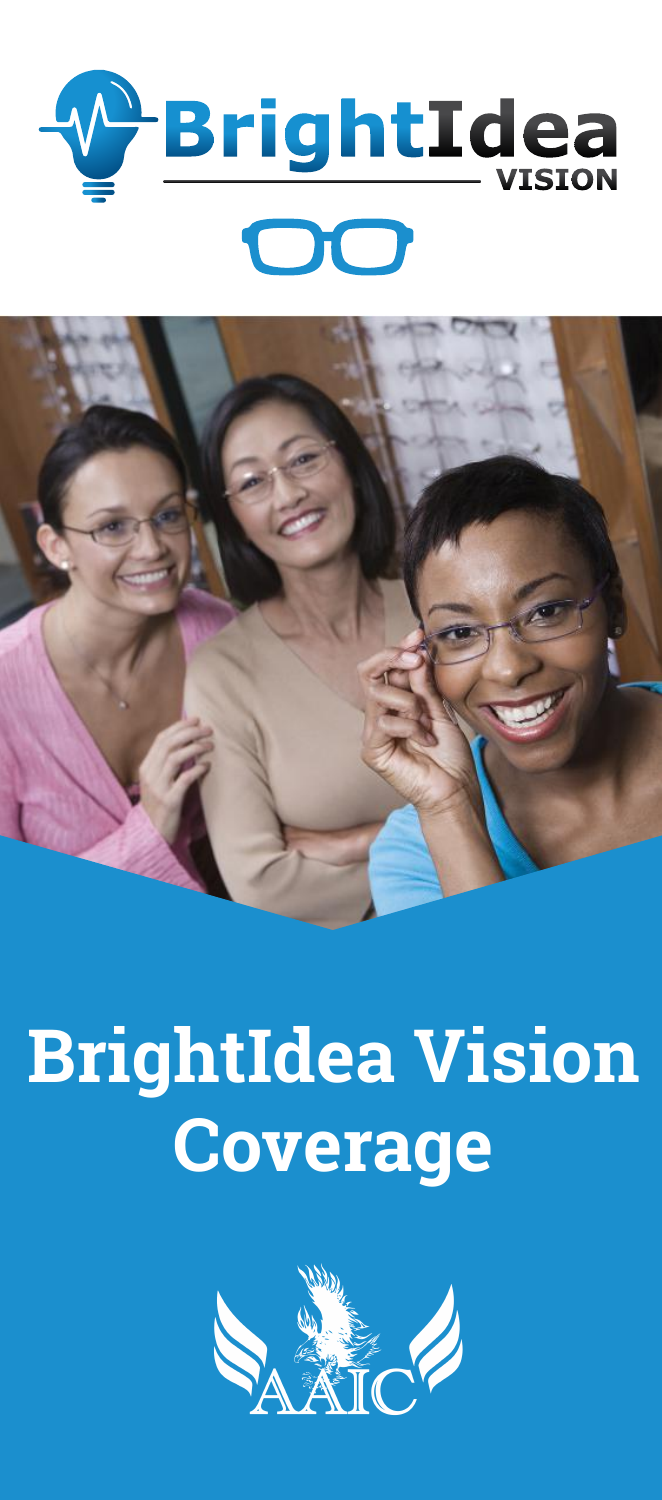BrightIdea VISION

# BrightIdea Vision Coverage

AAIC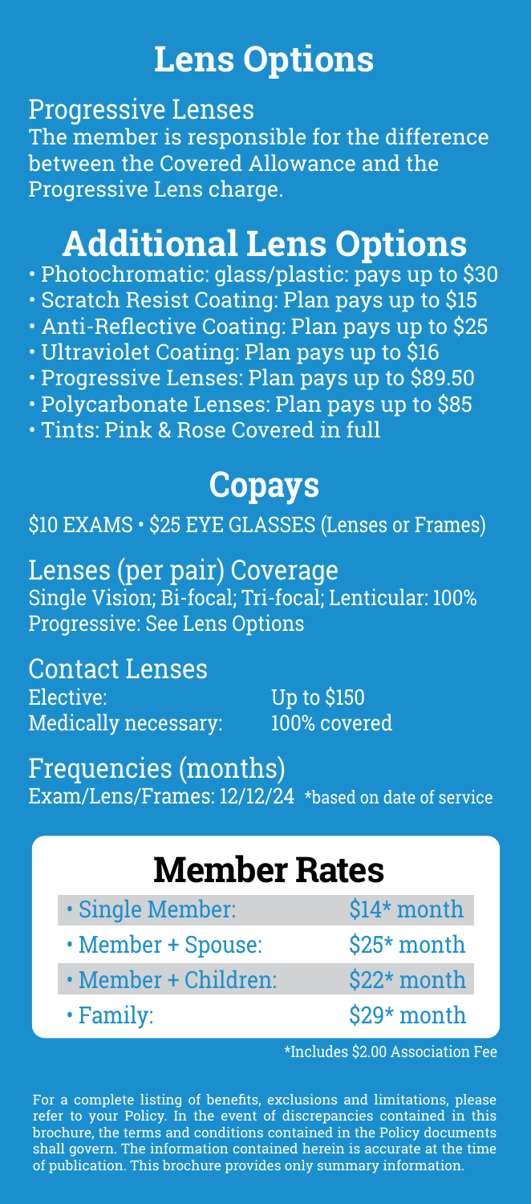# Lens Options

## Progressive Lenses

The member is responsible for the difference between the Covered Allowance and the Progressive Lens charge.

# Additional Lens Options

- Photochromatic: glass/plastic: pays up to $30
- Scratch Resist Coating: Plan pays up to $15
- Anti-Reflective Coating: Plan pays up to $25
- Ultraviolet Coating: Plan pays up to $16
- Progressive Lenses: Plan pays up to $89.50
- Polycarbonate Lenses: Plan pays up to $85
- Tints: Pink & Rose Covered in full

# Copays

$10 EXAMS • $25 EYE GLASSES (Lenses or Frames)

## Lenses (per pair) Coverage

Single Vision; Bi-focal; Tri-focal; Lenticular: 100%
Progressive: See Lens Options

## Contact Lenses

| | |
|---|---|
| Elective: | Up to $150 |
| Medically necessary: | 100% covered |

## Frequencies (months)

Exam/Lens/Frames: 12/12/24 *based on date of service

# Member Rates

| | |
|---|---|
| • Single Member: | $14* month |
| • Member + Spouse: | $25* month |
| • Member + Children: | $22* month |
| • Family: | $29* month |

*Includes $2.00 Association Fee

For a complete listing of benefits, exclusions and limitations, please refer to your Policy. In the event of discrepancies contained in this brochure, the terms and conditions contained in the Policy documents shall govern. The information contained herein is accurate at the time of publication. This brochure provides only summary information.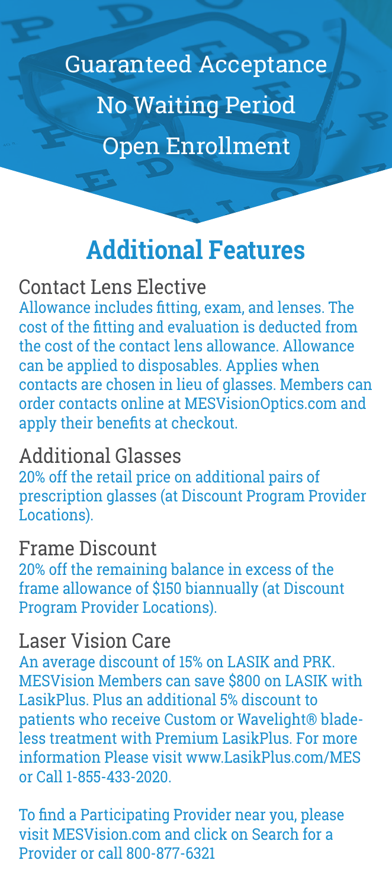Guaranteed Acceptance

No Waiting Period

Open Enrollment

## Additional Features

### Contact Lens Elective

Allowance includes fitting, exam, and lenses. The cost of the fitting and evaluation is deducted from the cost of the contact lens allowance. Allowance can be applied to disposables. Applies when contacts are chosen in lieu of glasses. Members can order contacts online at MESVisionOptics.com and apply their benefits at checkout.

### Additional Glasses

20% off the retail price on additional pairs of prescription glasses (at Discount Program Provider Locations).

### Frame Discount

20% off the remaining balance in excess of the frame allowance of $150 biannually (at Discount Program Provider Locations).

### Laser Vision Care

An average discount of 15% on LASIK and PRK. MESVision Members can save $800 on LASIK with LasikPlus. Plus an additional 5% discount to patients who receive Custom or Wavelight® bladeless treatment with Premium LasikPlus. For more information Please visit www.LasikPlus.com/MES or Call 1-855-433-2020.

To find a Participating Provider near you, please visit MESVision.com and click on Search for a Provider or call 800-877-6321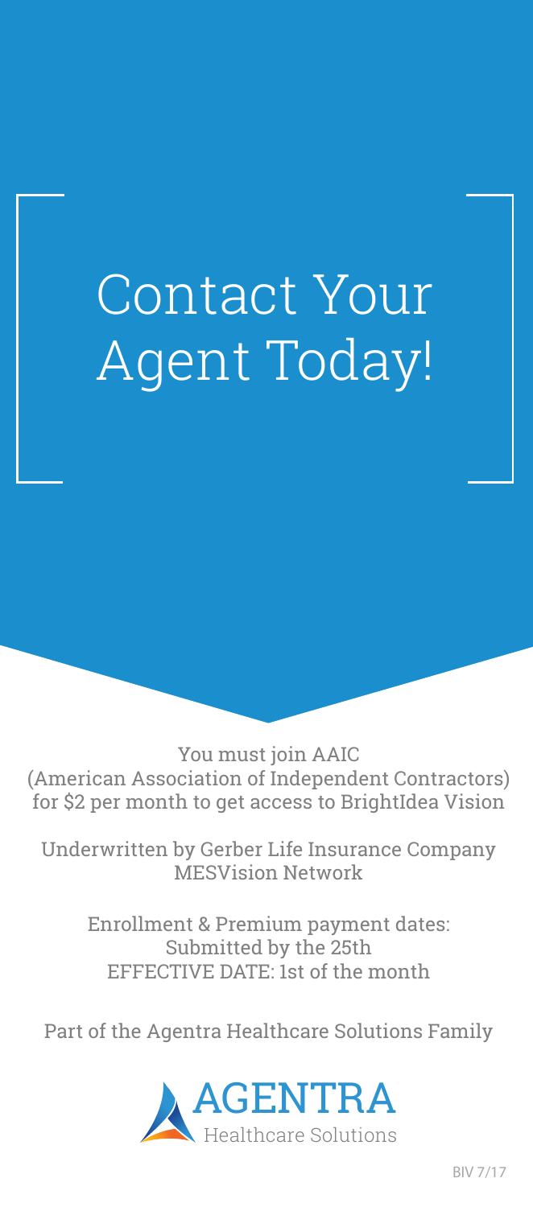# Contact Your Agent Today!

You must join AAIC
(American Association of Independent Contractors)
for $2 per month to get access to BrightIdea Vision

Underwritten by Gerber Life Insurance Company
MESVision Network

Enrollment & Premium payment dates:
Submitted by the 25th
EFFECTIVE DATE: 1st of the month

Part of the Agentra Healthcare Solutions Family

AGENTRA
Healthcare Solutions

BIV 7/17